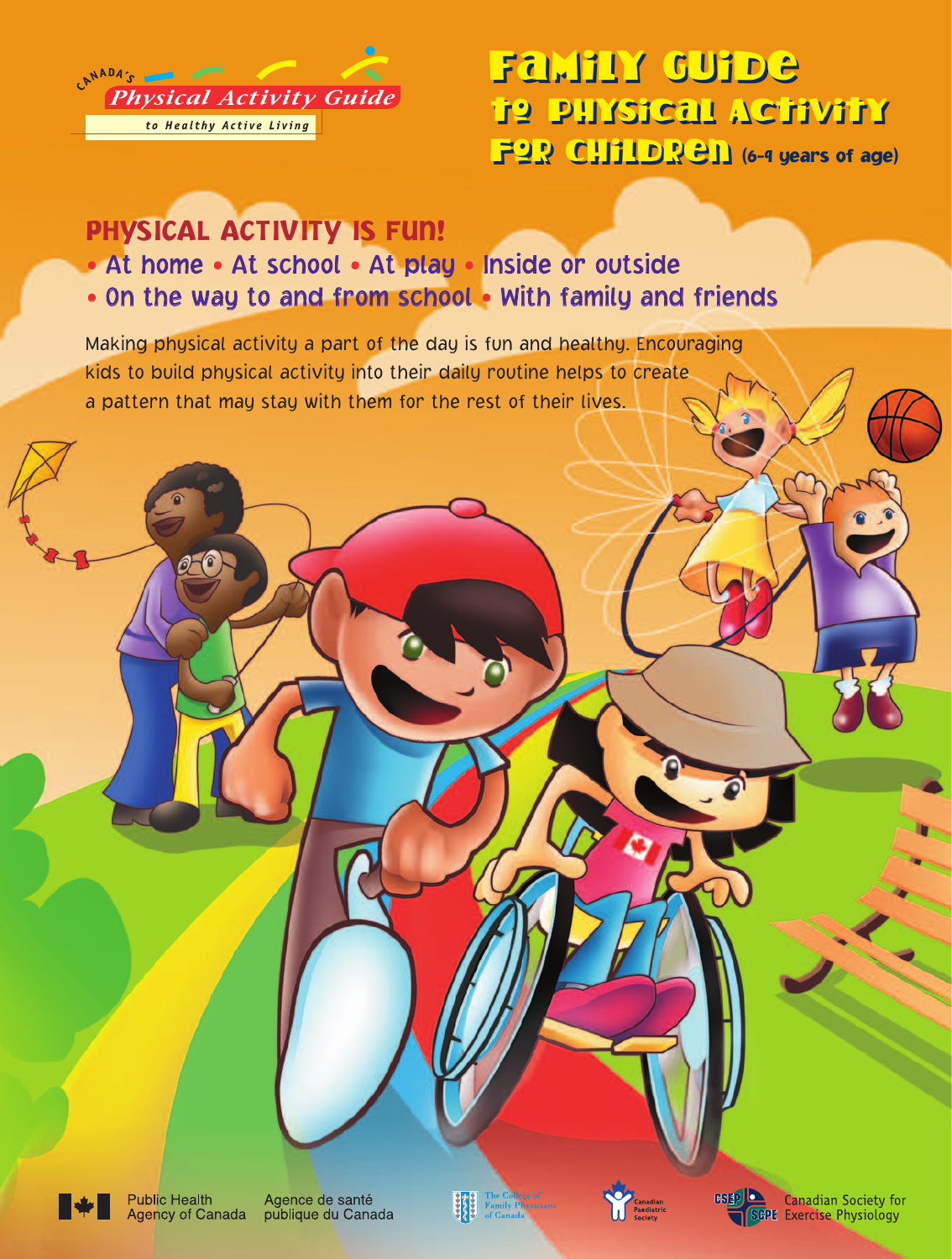Canada's Physical Activity Guide to Healthy Active Living

# Family Guide to Physical Activity for Children (6-9 years of age)

## PHYSICAL ACTIVITY IS FUN!

- At home • At school • At play • Inside or outside
- On the way to and from school • With family and friends

Making physical activity a part of the day is fun and healthy. Encouraging kids to build physical activity into their daily routine helps to create a pattern that may stay with them for the rest of their lives.

Public Health Agency of Canada | Agence de santé publique du Canada

The College of Family Physicians of Canada

Canadian Paediatric Society

CSEP | SCPE Canadian Society for Exercise Physiology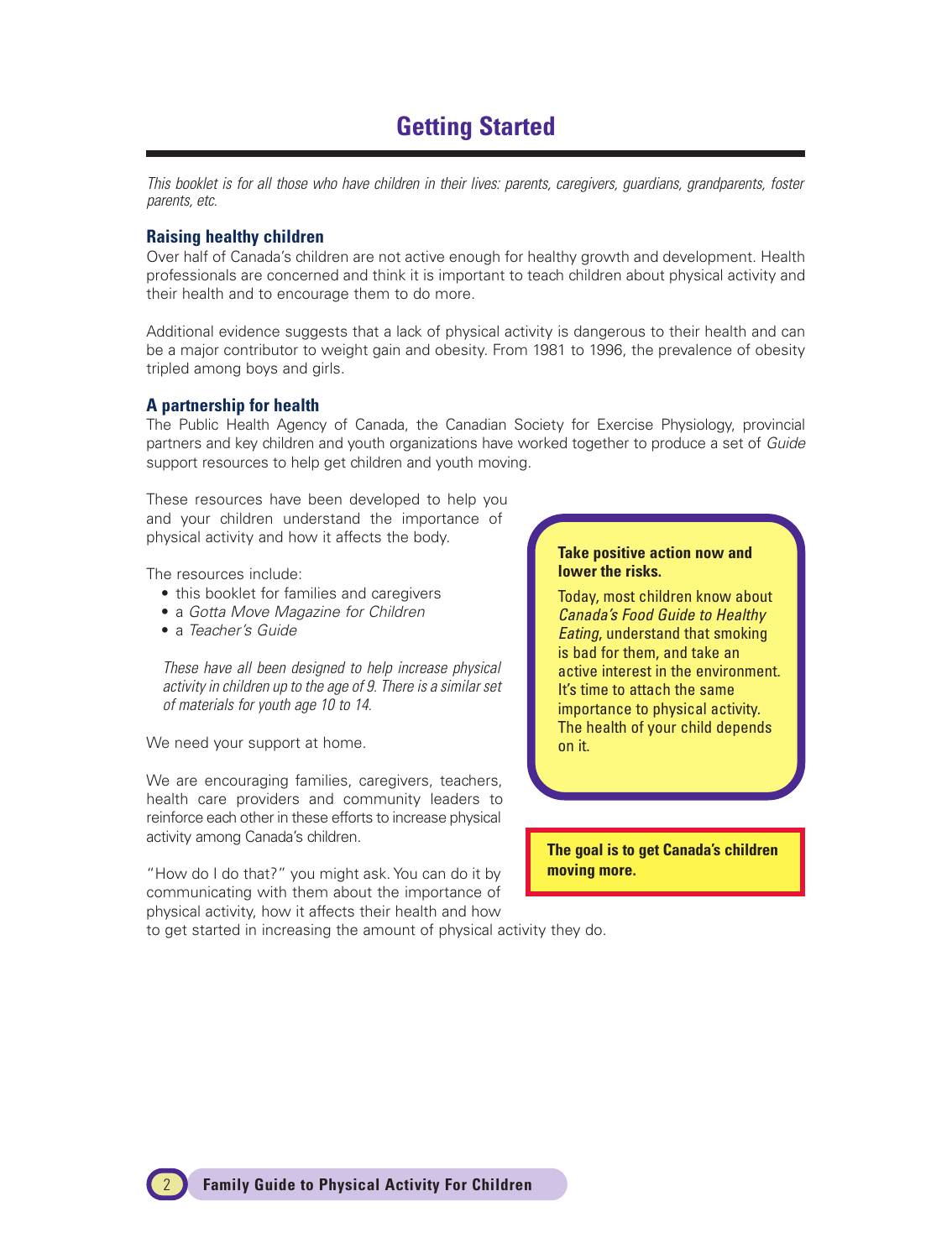# Getting Started

*This booklet is for all those who have children in their lives: parents, caregivers, guardians, grandparents, foster parents, etc.*

### Raising healthy children

Over half of Canada's children are not active enough for healthy growth and development. Health professionals are concerned and think it is important to teach children about physical activity and their health and to encourage them to do more.

Additional evidence suggests that a lack of physical activity is dangerous to their health and can be a major contributor to weight gain and obesity. From 1981 to 1996, the prevalence of obesity tripled among boys and girls.

### A partnership for health

The Public Health Agency of Canada, the Canadian Society for Exercise Physiology, provincial partners and key children and youth organizations have worked together to produce a set of *Guide* support resources to help get children and youth moving.

These resources have been developed to help you and your children understand the importance of physical activity and how it affects the body.

The resources include:

- this booklet for families and caregivers
- a *Gotta Move Magazine for Children*
- a *Teacher's Guide*

*These have all been designed to help increase physical activity in children up to the age of 9. There is a similar set of materials for youth age 10 to 14.*

We need your support at home.

We are encouraging families, caregivers, teachers, health care providers and community leaders to reinforce each other in these efforts to increase physical activity among Canada's children.

"How do I do that?" you might ask. You can do it by communicating with them about the importance of physical activity, how it affects their health and how to get started in increasing the amount of physical activity they do.

**Take positive action now and lower the risks.**

Today, most children know about *Canada's Food Guide to Healthy Eating*, understand that smoking is bad for them, and take an active interest in the environment. It's time to attach the same importance to physical activity. The health of your child depends on it.

**The goal is to get Canada's children moving more.**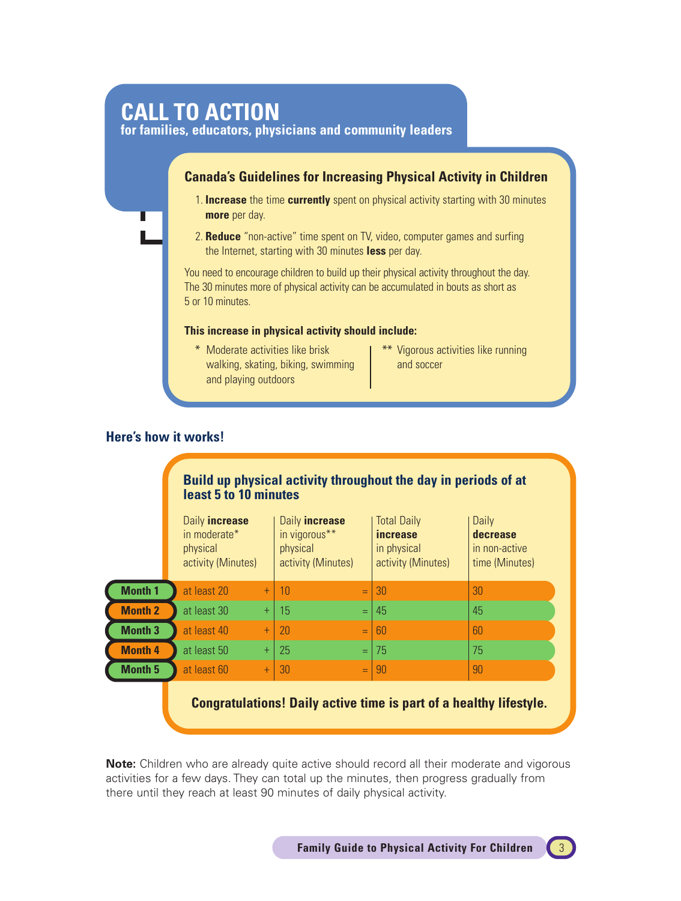# CALL TO ACTION

**for families, educators, physicians and community leaders**

## Canada's Guidelines for Increasing Physical Activity in Children

1. **Increase** the time **currently** spent on physical activity starting with 30 minutes **more** per day.
2. **Reduce** "non-active" time spent on TV, video, computer games and surfing the Internet, starting with 30 minutes **less** per day.

You need to encourage children to build up their physical activity throughout the day. The 30 minutes more of physical activity can be accumulated in bouts as short as 5 or 10 minutes.

**This increase in physical activity should include:**

\* Moderate activities like brisk walking, skating, biking, swimming and playing outdoors

\*\* Vigorous activities like running and soccer

## Here's how it works!

### Build up physical activity throughout the day in periods of at least 5 to 10 minutes

| | Daily **increase** in moderate* physical activity (Minutes) | | Daily **increase** in vigorous** physical activity (Minutes) | | Total Daily **increase** in physical activity (Minutes) | Daily **decrease** in non-active time (Minutes) |
|---|---|---|---|---|---|---|
| **Month 1** | at least 20 | + | 10 | = | 30 | 30 |
| **Month 2** | at least 30 | + | 15 | = | 45 | 45 |
| **Month 3** | at least 40 | + | 20 | = | 60 | 60 |
| **Month 4** | at least 50 | + | 25 | = | 75 | 75 |
| **Month 5** | at least 60 | + | 30 | = | 90 | 90 |

**Congratulations! Daily active time is part of a healthy lifestyle.**

**Note:** Children who are already quite active should record all their moderate and vigorous activities for a few days. They can total up the minutes, then progress gradually from there until they reach at least 90 minutes of daily physical activity.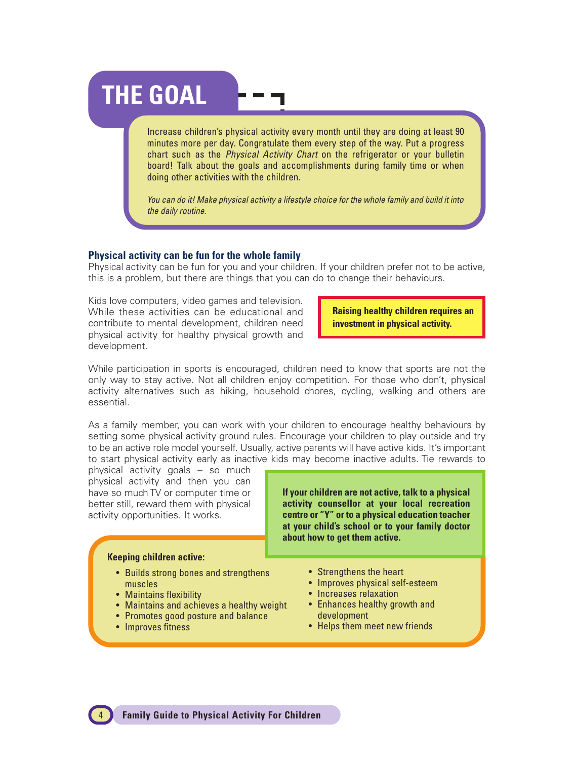# THE GOAL

Increase children's physical activity every month until they are doing at least 90 minutes more per day. Congratulate them every step of the way. Put a progress chart such as the *Physical Activity Chart* on the refrigerator or your bulletin board! Talk about the goals and accomplishments during family time or when doing other activities with the children.

*You can do it! Make physical activity a lifestyle choice for the whole family and build it into the daily routine.*

### Physical activity can be fun for the whole family

Physical activity can be fun for you and your children. If your children prefer not to be active, this is a problem, but there are things that you can do to change their behaviours.

Kids love computers, video games and television. While these activities can be educational and contribute to mental development, children need physical activity for healthy physical growth and development.

**Raising healthy children requires an investment in physical activity.**

While participation in sports is encouraged, children need to know that sports are not the only way to stay active. Not all children enjoy competition. For those who don't, physical activity alternatives such as hiking, household chores, cycling, walking and others are essential.

As a family member, you can work with your children to encourage healthy behaviours by setting some physical activity ground rules. Encourage your children to play outside and try to be an active role model yourself. Usually, active parents will have active kids. It's important to start physical activity early as inactive kids may become inactive adults. Tie rewards to physical activity goals – so much physical activity and then you can have so much TV or computer time or better still, reward them with physical activity opportunities. It works.

**If your children are not active, talk to a physical activity counsellor at your local recreation centre or "Y" or to a physical education teacher at your child's school or to your family doctor about how to get them active.**

**Keeping children active:**

- Builds strong bones and strengthens muscles
- Maintains flexibility
- Maintains and achieves a healthy weight
- Promotes good posture and balance
- Improves fitness
- Strengthens the heart
- Improves physical self-esteem
- Increases relaxation
- Enhances healthy growth and development
- Helps them meet new friends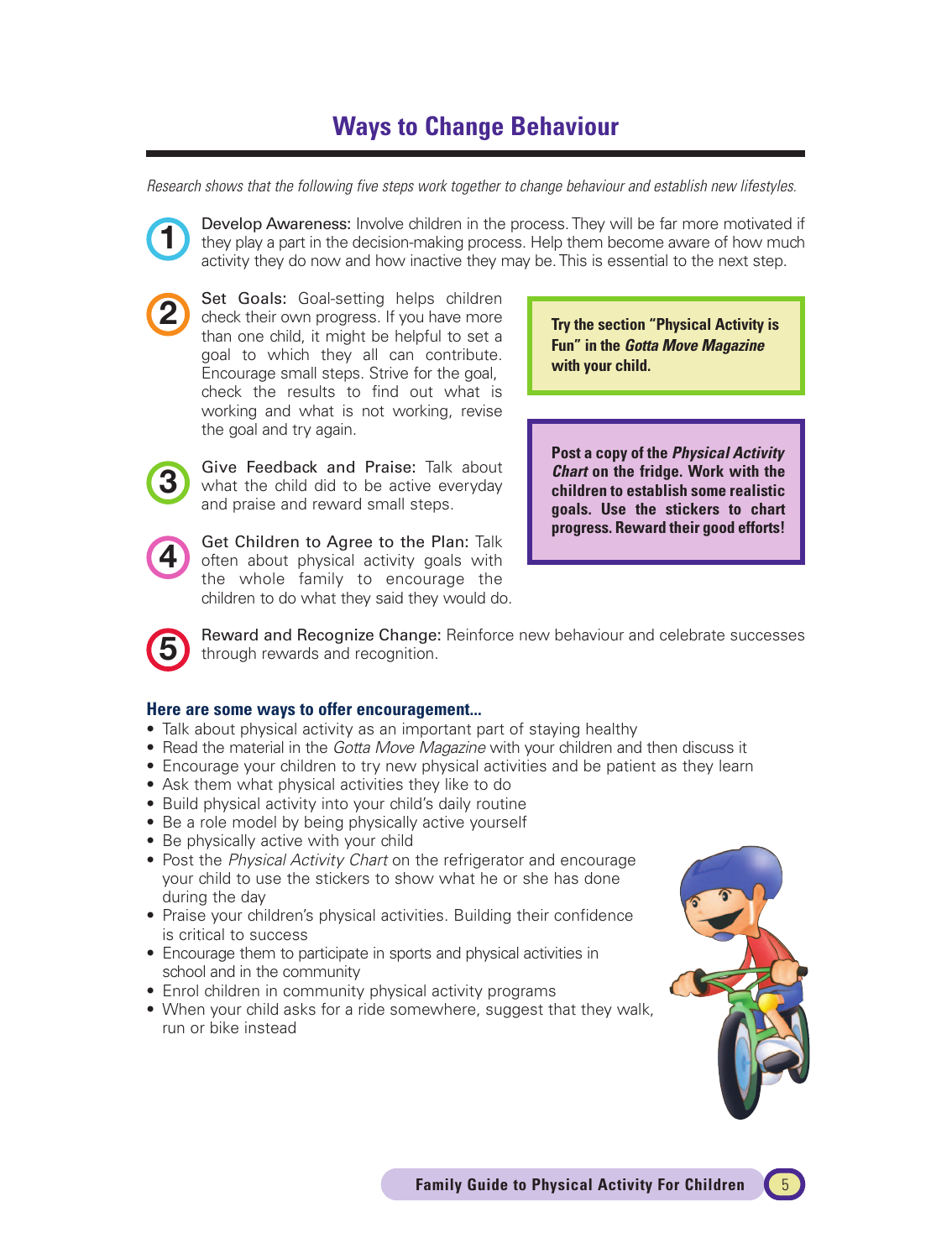# Ways to Change Behaviour

*Research shows that the following five steps work together to change behaviour and establish new lifestyles.*

1. Develop Awareness: Involve children in the process. They will be far more motivated if they play a part in the decision-making process. Help them become aware of how much activity they do now and how inactive they may be. This is essential to the next step.

2. Set Goals: Goal-setting helps children check their own progress. If you have more than one child, it might be helpful to set a goal to which they all can contribute. Encourage small steps. Strive for the goal, check the results to find out what is working and what is not working, revise the goal and try again.

3. Give Feedback and Praise: Talk about what the child did to be active everyday and praise and reward small steps.

4. Get Children to Agree to the Plan: Talk often about physical activity goals with the whole family to encourage the children to do what they said they would do.

5. Reward and Recognize Change: Reinforce new behaviour and celebrate successes through rewards and recognition.

**Try the section "Physical Activity is Fun" in the *Gotta Move Magazine* with your child.**

**Post a copy of the *Physical Activity Chart* on the fridge. Work with the children to establish some realistic goals. Use the stickers to chart progress. Reward their good efforts!**

### Here are some ways to offer encouragement...

- Talk about physical activity as an important part of staying healthy
- Read the material in the *Gotta Move Magazine* with your children and then discuss it
- Encourage your children to try new physical activities and be patient as they learn
- Ask them what physical activities they like to do
- Build physical activity into your child's daily routine
- Be a role model by being physically active yourself
- Be physically active with your child
- Post the *Physical Activity Chart* on the refrigerator and encourage your child to use the stickers to show what he or she has done during the day
- Praise your children's physical activities. Building their confidence is critical to success
- Encourage them to participate in sports and physical activities in school and in the community
- Enrol children in community physical activity programs
- When your child asks for a ride somewhere, suggest that they walk, run or bike instead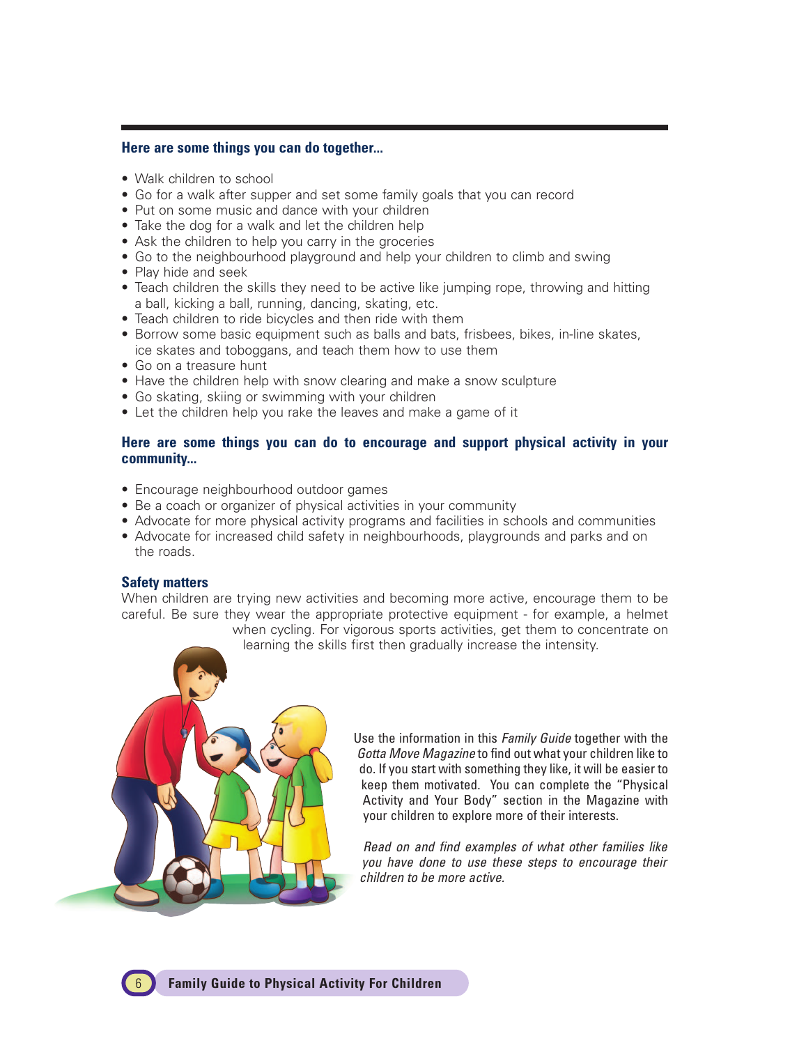### Here are some things you can do together...

- Walk children to school
- Go for a walk after supper and set some family goals that you can record
- Put on some music and dance with your children
- Take the dog for a walk and let the children help
- Ask the children to help you carry in the groceries
- Go to the neighbourhood playground and help your children to climb and swing
- Play hide and seek
- Teach children the skills they need to be active like jumping rope, throwing and hitting a ball, kicking a ball, running, dancing, skating, etc.
- Teach children to ride bicycles and then ride with them
- Borrow some basic equipment such as balls and bats, frisbees, bikes, in-line skates, ice skates and toboggans, and teach them how to use them
- Go on a treasure hunt
- Have the children help with snow clearing and make a snow sculpture
- Go skating, skiing or swimming with your children
- Let the children help you rake the leaves and make a game of it

### Here are some things you can do to encourage and support physical activity in your community...

- Encourage neighbourhood outdoor games
- Be a coach or organizer of physical activities in your community
- Advocate for more physical activity programs and facilities in schools and communities
- Advocate for increased child safety in neighbourhoods, playgrounds and parks and on the roads.

### Safety matters

When children are trying new activities and becoming more active, encourage them to be careful. Be sure they wear the appropriate protective equipment - for example, a helmet when cycling. For vigorous sports activities, get them to concentrate on learning the skills first then gradually increase the intensity.

Use the information in this *Family Guide* together with the *Gotta Move Magazine* to find out what your children like to do. If you start with something they like, it will be easier to keep them motivated. You can complete the "Physical Activity and Your Body" section in the Magazine with your children to explore more of their interests.

*Read on and find examples of what other families like you have done to use these steps to encourage their children to be more active.*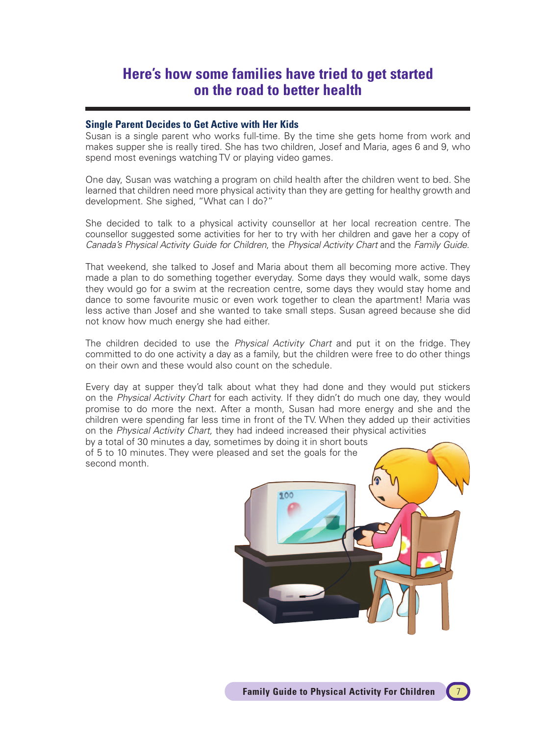# Here's how some families have tried to get started on the road to better health

## Single Parent Decides to Get Active with Her Kids

Susan is a single parent who works full-time. By the time she gets home from work and makes supper she is really tired. She has two children, Josef and Maria, ages 6 and 9, who spend most evenings watching TV or playing video games.

One day, Susan was watching a program on child health after the children went to bed. She learned that children need more physical activity than they are getting for healthy growth and development. She sighed, "What can I do?"

She decided to talk to a physical activity counsellor at her local recreation centre. The counsellor suggested some activities for her to try with her children and gave her a copy of *Canada's Physical Activity Guide for Children*, the *Physical Activity Chart* and the *Family Guide.*

That weekend, she talked to Josef and Maria about them all becoming more active. They made a plan to do something together everyday. Some days they would walk, some days they would go for a swim at the recreation centre, some days they would stay home and dance to some favourite music or even work together to clean the apartment! Maria was less active than Josef and she wanted to take small steps. Susan agreed because she did not know how much energy she had either.

The children decided to use the *Physical Activity Chart* and put it on the fridge. They committed to do one activity a day as a family, but the children were free to do other things on their own and these would also count on the schedule.

Every day at supper they'd talk about what they had done and they would put stickers on the *Physical Activity Chart* for each activity. If they didn't do much one day, they would promise to do more the next. After a month, Susan had more energy and she and the children were spending far less time in front of the TV. When they added up their activities on the *Physical Activity Chart,* they had indeed increased their physical activities by a total of 30 minutes a day, sometimes by doing it in short bouts of 5 to 10 minutes. They were pleased and set the goals for the second month.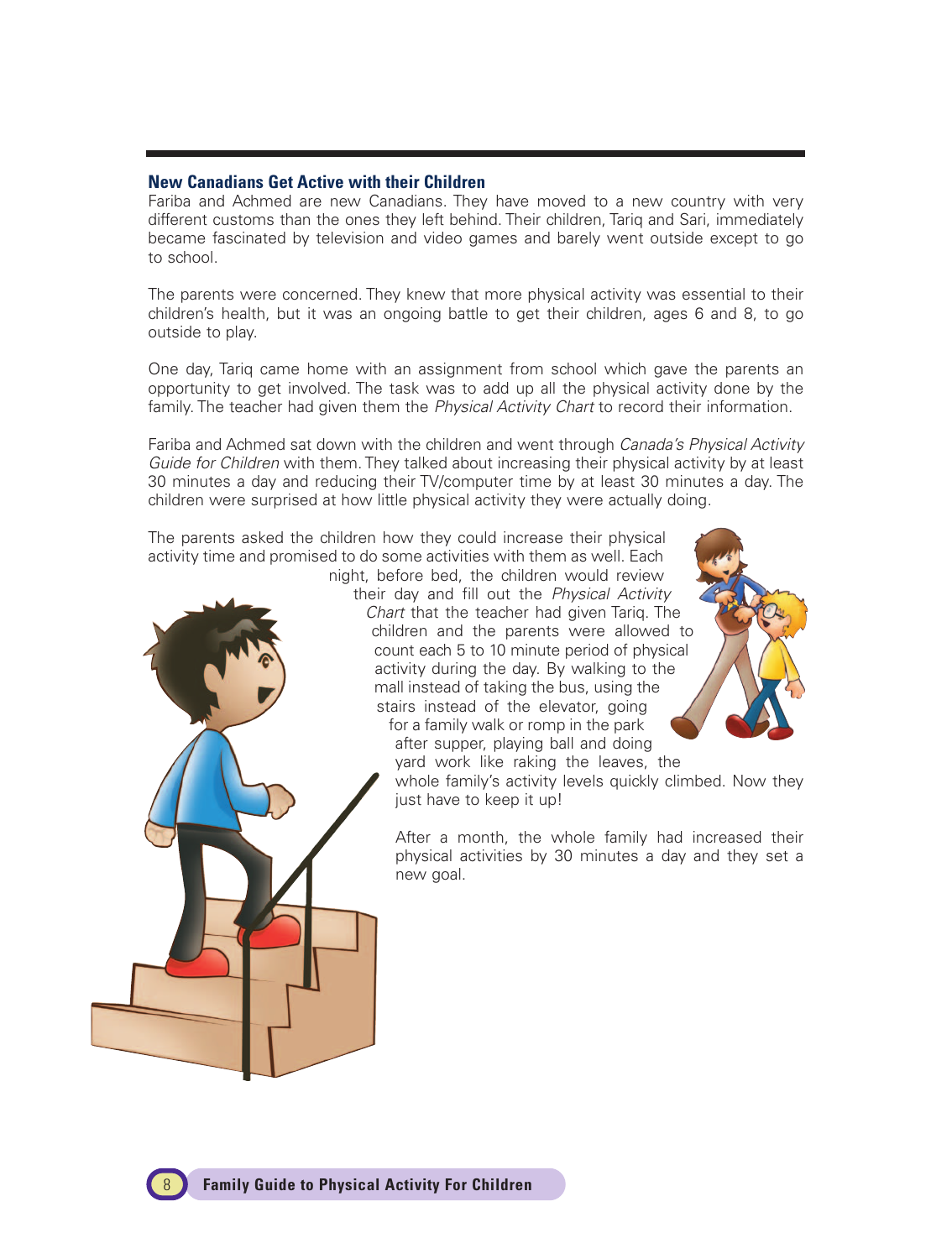## New Canadians Get Active with their Children

Fariba and Achmed are new Canadians. They have moved to a new country with very different customs than the ones they left behind. Their children, Tariq and Sari, immediately became fascinated by television and video games and barely went outside except to go to school.

The parents were concerned. They knew that more physical activity was essential to their children's health, but it was an ongoing battle to get their children, ages 6 and 8, to go outside to play.

One day, Tariq came home with an assignment from school which gave the parents an opportunity to get involved. The task was to add up all the physical activity done by the family. The teacher had given them the *Physical Activity Chart* to record their information.

Fariba and Achmed sat down with the children and went through *Canada's Physical Activity Guide for Children* with them. They talked about increasing their physical activity by at least 30 minutes a day and reducing their TV/computer time by at least 30 minutes a day. The children were surprised at how little physical activity they were actually doing.

The parents asked the children how they could increase their physical activity time and promised to do some activities with them as well. Each night, before bed, the children would review their day and fill out the *Physical Activity Chart* that the teacher had given Tariq. The children and the parents were allowed to count each 5 to 10 minute period of physical activity during the day. By walking to the mall instead of taking the bus, using the stairs instead of the elevator, going for a family walk or romp in the park after supper, playing ball and doing yard work like raking the leaves, the whole family's activity levels quickly climbed. Now they just have to keep it up!

After a month, the whole family had increased their physical activities by 30 minutes a day and they set a new goal.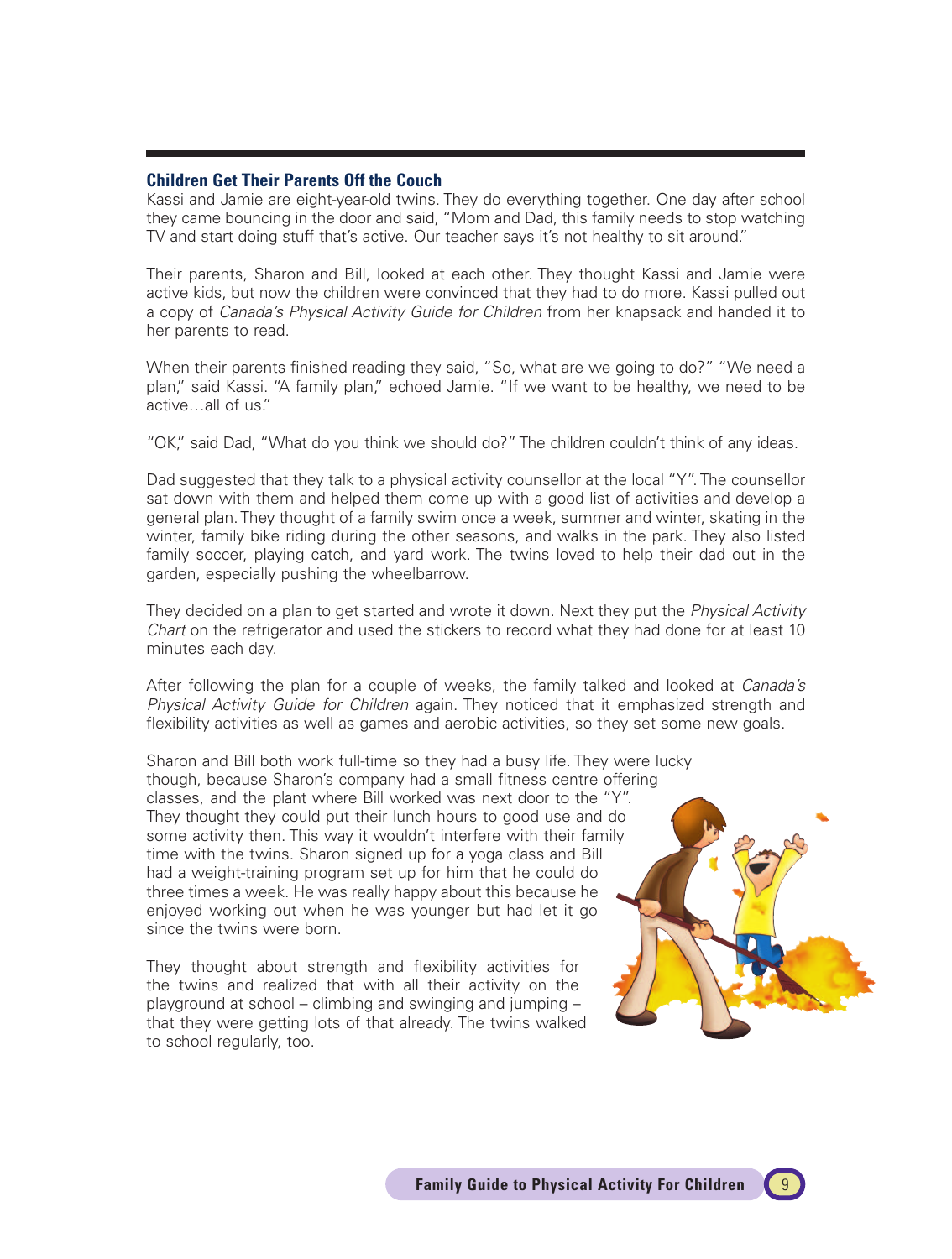### Children Get Their Parents Off the Couch

Kassi and Jamie are eight-year-old twins. They do everything together. One day after school they came bouncing in the door and said, "Mom and Dad, this family needs to stop watching TV and start doing stuff that's active. Our teacher says it's not healthy to sit around."

Their parents, Sharon and Bill, looked at each other. They thought Kassi and Jamie were active kids, but now the children were convinced that they had to do more. Kassi pulled out a copy of *Canada's Physical Activity Guide for Children* from her knapsack and handed it to her parents to read.

When their parents finished reading they said, "So, what are we going to do?" "We need a plan," said Kassi. "A family plan," echoed Jamie. "If we want to be healthy, we need to be active…all of us."

"OK," said Dad, "What do you think we should do?" The children couldn't think of any ideas.

Dad suggested that they talk to a physical activity counsellor at the local "Y". The counsellor sat down with them and helped them come up with a good list of activities and develop a general plan. They thought of a family swim once a week, summer and winter, skating in the winter, family bike riding during the other seasons, and walks in the park. They also listed family soccer, playing catch, and yard work. The twins loved to help their dad out in the garden, especially pushing the wheelbarrow.

They decided on a plan to get started and wrote it down. Next they put the *Physical Activity Chart* on the refrigerator and used the stickers to record what they had done for at least 10 minutes each day.

After following the plan for a couple of weeks, the family talked and looked at *Canada's Physical Activity Guide for Children* again. They noticed that it emphasized strength and flexibility activities as well as games and aerobic activities, so they set some new goals.

Sharon and Bill both work full-time so they had a busy life. They were lucky though, because Sharon's company had a small fitness centre offering classes, and the plant where Bill worked was next door to the "Y". They thought they could put their lunch hours to good use and do some activity then. This way it wouldn't interfere with their family time with the twins. Sharon signed up for a yoga class and Bill had a weight-training program set up for him that he could do three times a week. He was really happy about this because he enjoyed working out when he was younger but had let it go since the twins were born.

They thought about strength and flexibility activities for the twins and realized that with all their activity on the playground at school – climbing and swinging and jumping – that they were getting lots of that already. The twins walked to school regularly, too.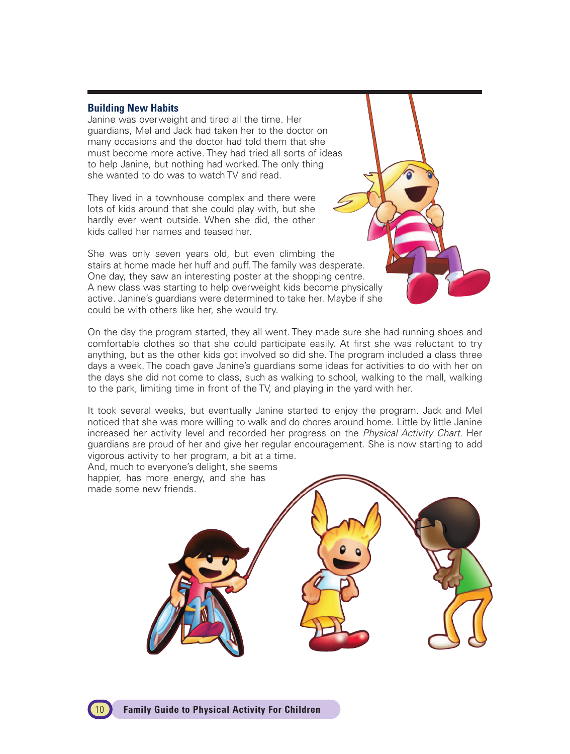### Building New Habits

Janine was overweight and tired all the time. Her guardians, Mel and Jack had taken her to the doctor on many occasions and the doctor had told them that she must become more active. They had tried all sorts of ideas to help Janine, but nothing had worked. The only thing she wanted to do was to watch TV and read.

They lived in a townhouse complex and there were lots of kids around that she could play with, but she hardly ever went outside. When she did, the other kids called her names and teased her.

She was only seven years old, but even climbing the stairs at home made her huff and puff. The family was desperate. One day, they saw an interesting poster at the shopping centre. A new class was starting to help overweight kids become physically active. Janine's guardians were determined to take her. Maybe if she could be with others like her, she would try.

On the day the program started, they all went. They made sure she had running shoes and comfortable clothes so that she could participate easily. At first she was reluctant to try anything, but as the other kids got involved so did she. The program included a class three days a week. The coach gave Janine's guardians some ideas for activities to do with her on the days she did not come to class, such as walking to school, walking to the mall, walking to the park, limiting time in front of the TV, and playing in the yard with her.

It took several weeks, but eventually Janine started to enjoy the program. Jack and Mel noticed that she was more willing to walk and do chores around home. Little by little Janine increased her activity level and recorded her progress on the *Physical Activity Chart*. Her guardians are proud of her and give her regular encouragement. She is now starting to add vigorous activity to her program, a bit at a time. And, much to everyone's delight, she seems happier, has more energy, and she has made some new friends.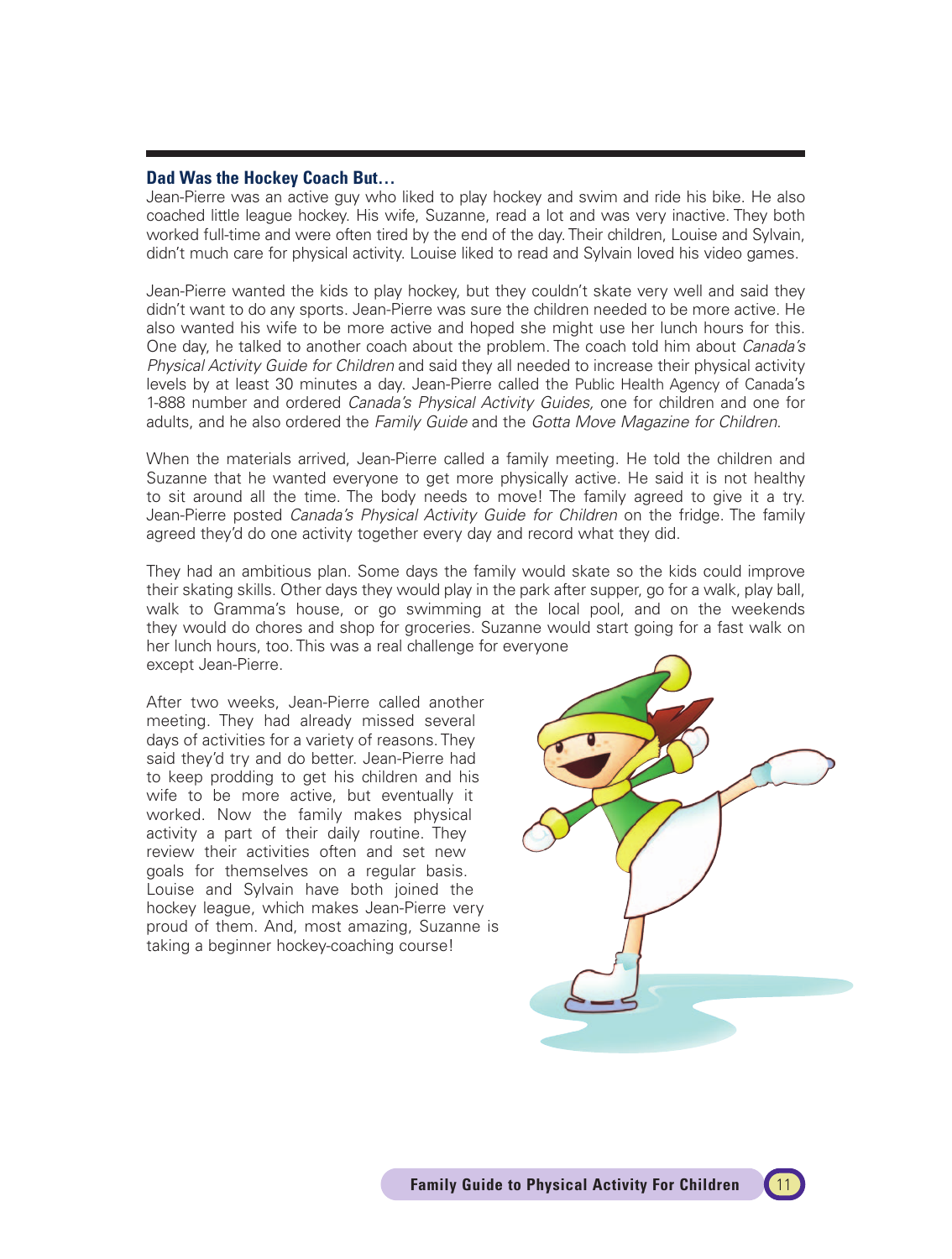## Dad Was the Hockey Coach But…

Jean-Pierre was an active guy who liked to play hockey and swim and ride his bike. He also coached little league hockey. His wife, Suzanne, read a lot and was very inactive. They both worked full-time and were often tired by the end of the day. Their children, Louise and Sylvain, didn't much care for physical activity. Louise liked to read and Sylvain loved his video games.

Jean-Pierre wanted the kids to play hockey, but they couldn't skate very well and said they didn't want to do any sports. Jean-Pierre was sure the children needed to be more active. He also wanted his wife to be more active and hoped she might use her lunch hours for this. One day, he talked to another coach about the problem. The coach told him about *Canada's Physical Activity Guide for Children* and said they all needed to increase their physical activity levels by at least 30 minutes a day. Jean-Pierre called the Public Health Agency of Canada's 1-888 number and ordered *Canada's Physical Activity Guides,* one for children and one for adults, and he also ordered the *Family Guide* and the *Gotta Move Magazine for Children*.

When the materials arrived, Jean-Pierre called a family meeting. He told the children and Suzanne that he wanted everyone to get more physically active. He said it is not healthy to sit around all the time. The body needs to move! The family agreed to give it a try. Jean-Pierre posted *Canada's Physical Activity Guide for Children* on the fridge. The family agreed they'd do one activity together every day and record what they did.

They had an ambitious plan. Some days the family would skate so the kids could improve their skating skills. Other days they would play in the park after supper, go for a walk, play ball, walk to Gramma's house, or go swimming at the local pool, and on the weekends they would do chores and shop for groceries. Suzanne would start going for a fast walk on her lunch hours, too. This was a real challenge for everyone except Jean-Pierre.

After two weeks, Jean-Pierre called another meeting. They had already missed several days of activities for a variety of reasons. They said they'd try and do better. Jean-Pierre had to keep prodding to get his children and his wife to be more active, but eventually it worked. Now the family makes physical activity a part of their daily routine. They review their activities often and set new goals for themselves on a regular basis. Louise and Sylvain have both joined the hockey league, which makes Jean-Pierre very proud of them. And, most amazing, Suzanne is taking a beginner hockey-coaching course!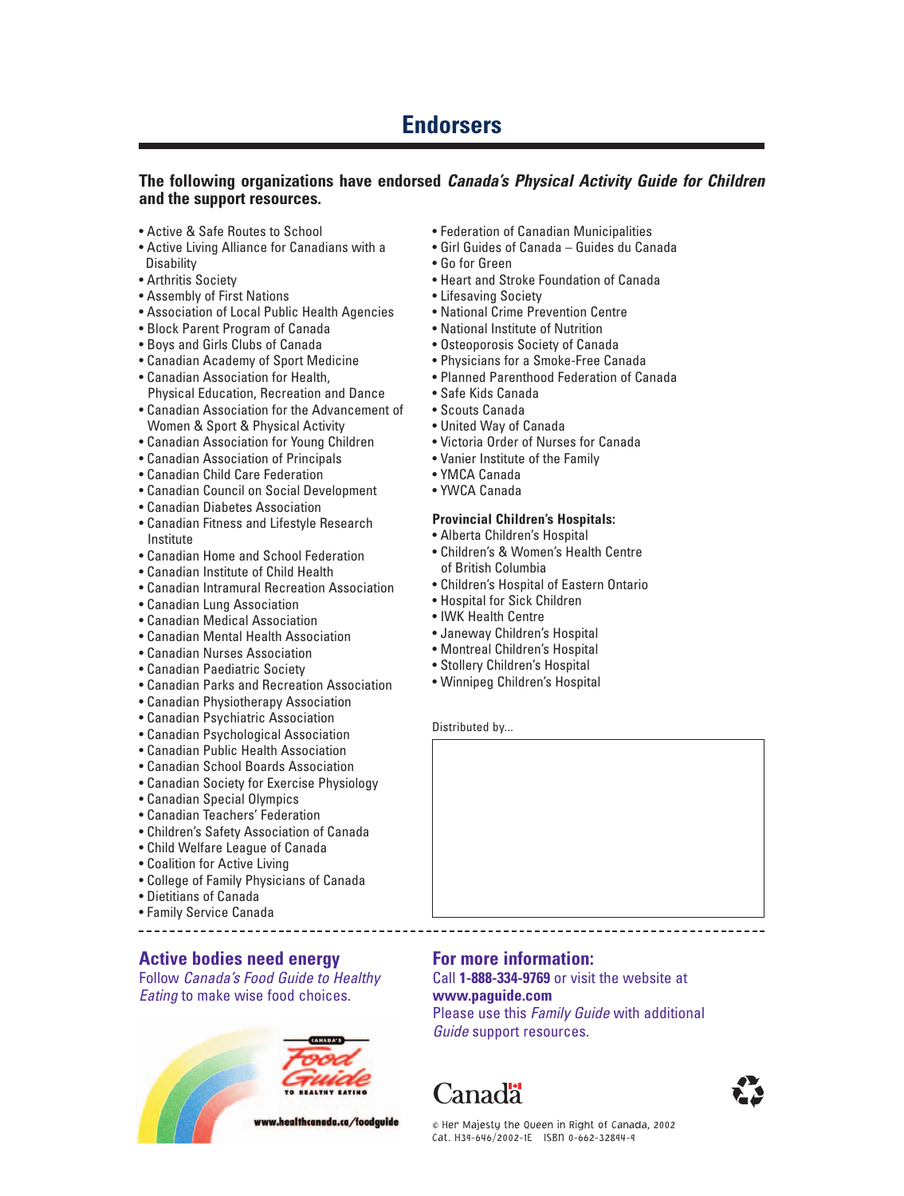# Endorsers

**The following organizations have endorsed *Canada's Physical Activity Guide for Children* and the support resources.**

- Active & Safe Routes to School
- Active Living Alliance for Canadians with a Disability
- Arthritis Society
- Assembly of First Nations
- Association of Local Public Health Agencies
- Block Parent Program of Canada
- Boys and Girls Clubs of Canada
- Canadian Academy of Sport Medicine
- Canadian Association for Health, Physical Education, Recreation and Dance
- Canadian Association for the Advancement of Women & Sport & Physical Activity
- Canadian Association for Young Children
- Canadian Association of Principals
- Canadian Child Care Federation
- Canadian Council on Social Development
- Canadian Diabetes Association
- Canadian Fitness and Lifestyle Research Institute
- Canadian Home and School Federation
- Canadian Institute of Child Health
- Canadian Intramural Recreation Association
- Canadian Lung Association
- Canadian Medical Association
- Canadian Mental Health Association
- Canadian Nurses Association
- Canadian Paediatric Society
- Canadian Parks and Recreation Association
- Canadian Physiotherapy Association
- Canadian Psychiatric Association
- Canadian Psychological Association
- Canadian Public Health Association
- Canadian School Boards Association
- Canadian Society for Exercise Physiology
- Canadian Special Olympics
- Canadian Teachers' Federation
- Children's Safety Association of Canada
- Child Welfare League of Canada
- Coalition for Active Living
- College of Family Physicians of Canada
- Dietitians of Canada
- Family Service Canada
- Federation of Canadian Municipalities
- Girl Guides of Canada – Guides du Canada
- Go for Green
- Heart and Stroke Foundation of Canada
- Lifesaving Society
- National Crime Prevention Centre
- National Institute of Nutrition
- Osteoporosis Society of Canada
- Physicians for a Smoke-Free Canada
- Planned Parenthood Federation of Canada
- Safe Kids Canada
- Scouts Canada
- United Way of Canada
- Victoria Order of Nurses for Canada
- Vanier Institute of the Family
- YMCA Canada
- YWCA Canada

**Provincial Children's Hospitals:**

- Alberta Children's Hospital
- Children's & Women's Health Centre of British Columbia
- Children's Hospital of Eastern Ontario
- Hospital for Sick Children
- IWK Health Centre
- Janeway Children's Hospital
- Montreal Children's Hospital
- Stollery Children's Hospital
- Winnipeg Children's Hospital

Distributed by...

## Active bodies need energy

Follow *Canada's Food Guide to Healthy Eating* to make wise food choices.

Canada's Food Guide to Healthy Eating

www.healthcanada.ca/foodguide

## For more information:

Call **1-888-334-9769** or visit the website at **www.paguide.com**

Please use this *Family Guide* with additional *Guide* support resources.

Canada

© Her Majesty the Queen in Right of Canada, 2002
Cat. H39-646/2002-1E ISBN 0-662-32894-9